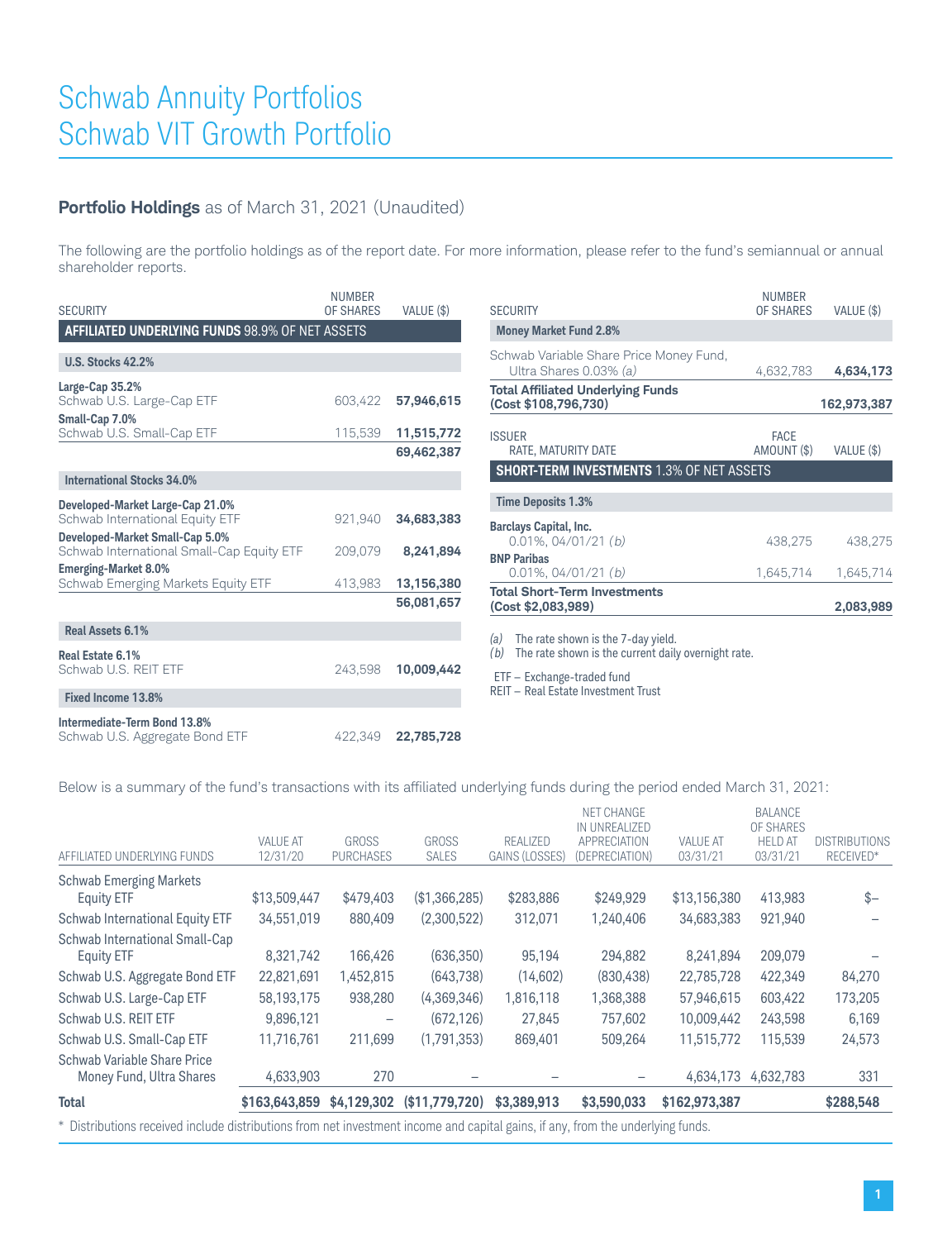# Schwab Annuity Portfolios
# Schwab VIT Growth Portfolio

## **Portfolio Holdings** as of March 31, 2021 (Unaudited)

The following are the portfolio holdings as of the report date. For more information, please refer to the fund's semiannual or annual shareholder reports.

| SECURITY | NUMBER OF SHARES | VALUE ($) |
|---|---|---|
| **AFFILIATED UNDERLYING FUNDS** 98.9% OF NET ASSETS | | |
| **U.S. Stocks 42.2%** | | |
| **Large-Cap 35.2%** | | |
| Schwab U.S. Large-Cap ETF | 603,422 | **57,946,615** |
| **Small-Cap 7.0%** | | |
| Schwab U.S. Small-Cap ETF | 115,539 | **11,515,772** |
| | | **69,462,387** |
| **International Stocks 34.0%** | | |
| **Developed-Market Large-Cap 21.0%** | | |
| Schwab International Equity ETF | 921,940 | **34,683,383** |
| **Developed-Market Small-Cap 5.0%** | | |
| Schwab International Small-Cap Equity ETF | 209,079 | **8,241,894** |
| **Emerging-Market 8.0%** | | |
| Schwab Emerging Markets Equity ETF | 413,983 | **13,156,380** |
| | | **56,081,657** |
| **Real Assets 6.1%** | | |
| **Real Estate 6.1%** | | |
| Schwab U.S. REIT ETF | 243,598 | **10,009,442** |
| **Fixed Income 13.8%** | | |
| **Intermediate-Term Bond 13.8%** | | |
| Schwab U.S. Aggregate Bond ETF | 422,349 | **22,785,728** |
| **Money Market Fund 2.8%** | | |
| Schwab Variable Share Price Money Fund, Ultra Shares 0.03% *(a)* | 4,632,783 | **4,634,173** |
| **Total Affiliated Underlying Funds (Cost $108,796,730)** | | **162,973,387** |

| ISSUER RATE, MATURITY DATE | FACE AMOUNT ($) | VALUE ($) |
|---|---|---|
| **SHORT-TERM INVESTMENTS** 1.3% OF NET ASSETS | | |
| **Time Deposits 1.3%** | | |
| **Barclays Capital, Inc.** 0.01%, 04/01/21 *(b)* | 438,275 | 438,275 |
| **BNP Paribas** 0.01%, 04/01/21 *(b)* | 1,645,714 | 1,645,714 |
| **Total Short-Term Investments (Cost $2,083,989)** | | **2,083,989** |

*(a)* The rate shown is the 7-day yield.
*(b)* The rate shown is the current daily overnight rate.

ETF – Exchange-traded fund
REIT – Real Estate Investment Trust

Below is a summary of the fund's transactions with its affiliated underlying funds during the period ended March 31, 2021:

| AFFILIATED UNDERLYING FUNDS | VALUE AT 12/31/20 | GROSS PURCHASES | GROSS SALES | REALIZED GAINS (LOSSES) | NET CHANGE IN UNREALIZED APPRECIATION (DEPRECIATION) | VALUE AT 03/31/21 | BALANCE OF SHARES HELD AT 03/31/21 | DISTRIBUTIONS RECEIVED* |
|---|---|---|---|---|---|---|---|---|
| Schwab Emerging Markets Equity ETF | $13,509,447 | $479,403 | ($1,366,285) | $283,886 | $249,929 | $13,156,380 | 413,983 | $– |
| Schwab International Equity ETF | 34,551,019 | 880,409 | (2,300,522) | 312,071 | 1,240,406 | 34,683,383 | 921,940 | – |
| Schwab International Small-Cap Equity ETF | 8,321,742 | 166,426 | (636,350) | 95,194 | 294,882 | 8,241,894 | 209,079 | – |
| Schwab U.S. Aggregate Bond ETF | 22,821,691 | 1,452,815 | (643,738) | (14,602) | (830,438) | 22,785,728 | 422,349 | 84,270 |
| Schwab U.S. Large-Cap ETF | 58,193,175 | 938,280 | (4,369,346) | 1,816,118 | 1,368,388 | 57,946,615 | 603,422 | 173,205 |
| Schwab U.S. REIT ETF | 9,896,121 | – | (672,126) | 27,845 | 757,602 | 10,009,442 | 243,598 | 6,169 |
| Schwab U.S. Small-Cap ETF | 11,716,761 | 211,699 | (1,791,353) | 869,401 | 509,264 | 11,515,772 | 115,539 | 24,573 |
| Schwab Variable Share Price Money Fund, Ultra Shares | 4,633,903 | 270 | – | – | – | 4,634,173 | 4,632,783 | 331 |
| **Total** | **$163,643,859** | **$4,129,302** | **($11,779,720)** | **$3,389,913** | **$3,590,033** | **$162,973,387** | | **$288,548** |

\* Distributions received include distributions from net investment income and capital gains, if any, from the underlying funds.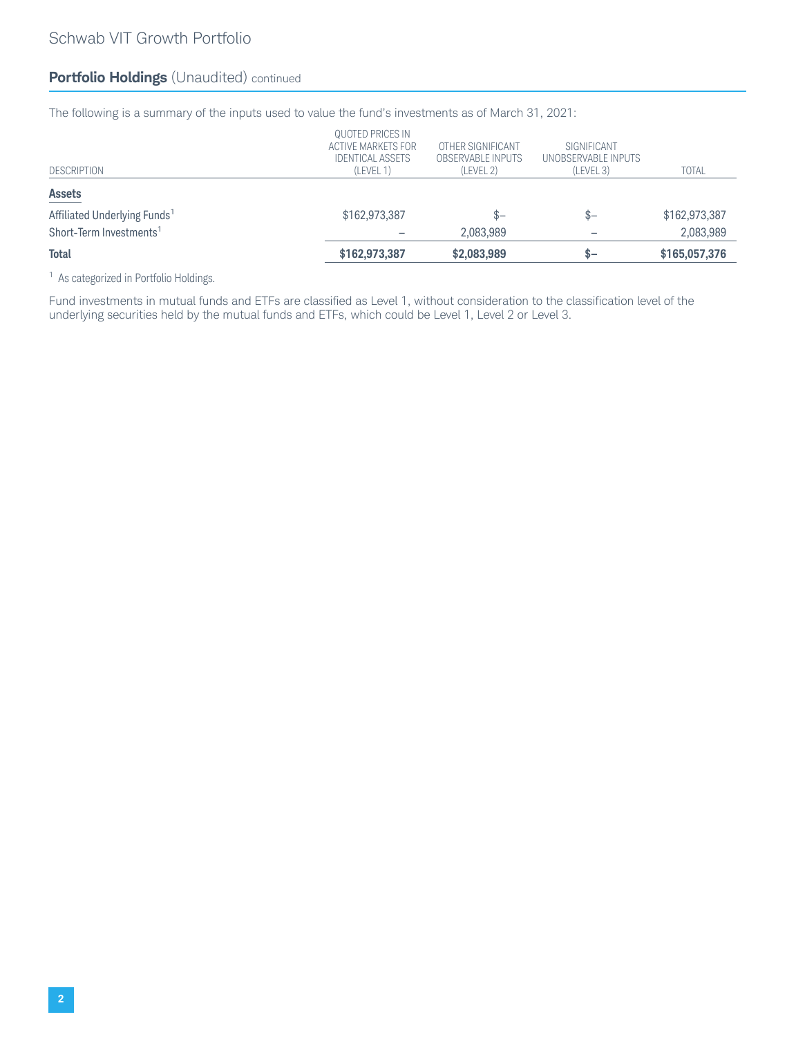Schwab VIT Growth Portfolio

## Portfolio Holdings (Unaudited) continued

The following is a summary of the inputs used to value the fund's investments as of March 31, 2021:

| DESCRIPTION | QUOTED PRICES IN ACTIVE MARKETS FOR IDENTICAL ASSETS (LEVEL 1) | OTHER SIGNIFICANT OBSERVABLE INPUTS (LEVEL 2) | SIGNIFICANT UNOBSERVABLE INPUTS (LEVEL 3) | TOTAL |
|---|---|---|---|---|
| **Assets** | | | | |
| Affiliated Underlying Funds[1] | $162,973,387 | $— | $— | $162,973,387 |
| Short-Term Investments[1] | — | 2,083,989 | — | 2,083,989 |
| **Total** | **$162,973,387** | **$2,083,989** | **$—** | **$165,057,376** |

[1] As categorized in Portfolio Holdings.

Fund investments in mutual funds and ETFs are classified as Level 1, without consideration to the classification level of the underlying securities held by the mutual funds and ETFs, which could be Level 1, Level 2 or Level 3.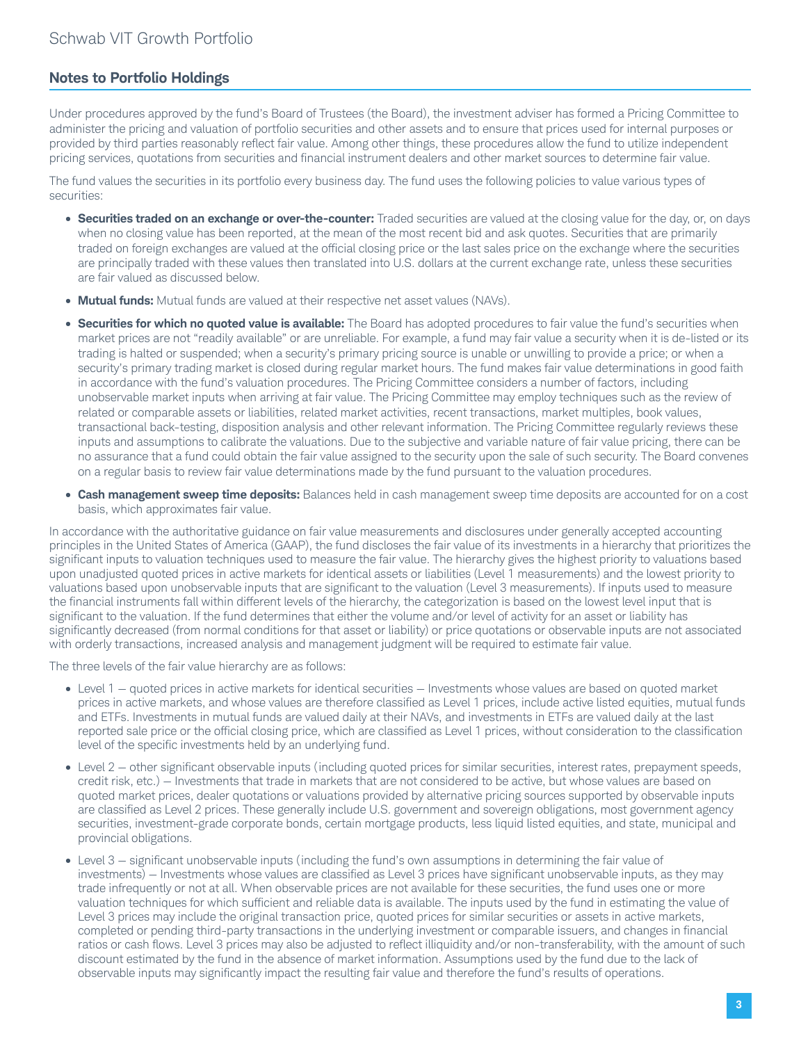## Notes to Portfolio Holdings

Under procedures approved by the fund's Board of Trustees (the Board), the investment adviser has formed a Pricing Committee to administer the pricing and valuation of portfolio securities and other assets and to ensure that prices used for internal purposes or provided by third parties reasonably reflect fair value. Among other things, these procedures allow the fund to utilize independent pricing services, quotations from securities and financial instrument dealers and other market sources to determine fair value.

The fund values the securities in its portfolio every business day. The fund uses the following policies to value various types of securities:

- **Securities traded on an exchange or over-the-counter:** Traded securities are valued at the closing value for the day, or, on days when no closing value has been reported, at the mean of the most recent bid and ask quotes. Securities that are primarily traded on foreign exchanges are valued at the official closing price or the last sales price on the exchange where the securities are principally traded with these values then translated into U.S. dollars at the current exchange rate, unless these securities are fair valued as discussed below.
- **Mutual funds:** Mutual funds are valued at their respective net asset values (NAVs).
- **Securities for which no quoted value is available:** The Board has adopted procedures to fair value the fund's securities when market prices are not "readily available" or are unreliable. For example, a fund may fair value a security when it is de-listed or its trading is halted or suspended; when a security's primary pricing source is unable or unwilling to provide a price; or when a security's primary trading market is closed during regular market hours. The fund makes fair value determinations in good faith in accordance with the fund's valuation procedures. The Pricing Committee considers a number of factors, including unobservable market inputs when arriving at fair value. The Pricing Committee may employ techniques such as the review of related or comparable assets or liabilities, related market activities, recent transactions, market multiples, book values, transactional back-testing, disposition analysis and other relevant information. The Pricing Committee regularly reviews these inputs and assumptions to calibrate the valuations. Due to the subjective and variable nature of fair value pricing, there can be no assurance that a fund could obtain the fair value assigned to the security upon the sale of such security. The Board convenes on a regular basis to review fair value determinations made by the fund pursuant to the valuation procedures.
- **Cash management sweep time deposits:** Balances held in cash management sweep time deposits are accounted for on a cost basis, which approximates fair value.

In accordance with the authoritative guidance on fair value measurements and disclosures under generally accepted accounting principles in the United States of America (GAAP), the fund discloses the fair value of its investments in a hierarchy that prioritizes the significant inputs to valuation techniques used to measure the fair value. The hierarchy gives the highest priority to valuations based upon unadjusted quoted prices in active markets for identical assets or liabilities (Level 1 measurements) and the lowest priority to valuations based upon unobservable inputs that are significant to the valuation (Level 3 measurements). If inputs used to measure the financial instruments fall within different levels of the hierarchy, the categorization is based on the lowest level input that is significant to the valuation. If the fund determines that either the volume and/or level of activity for an asset or liability has significantly decreased (from normal conditions for that asset or liability) or price quotations or observable inputs are not associated with orderly transactions, increased analysis and management judgment will be required to estimate fair value.

The three levels of the fair value hierarchy are as follows:

- Level 1 — quoted prices in active markets for identical securities — Investments whose values are based on quoted market prices in active markets, and whose values are therefore classified as Level 1 prices, include active listed equities, mutual funds and ETFs. Investments in mutual funds are valued daily at their NAVs, and investments in ETFs are valued daily at the last reported sale price or the official closing price, which are classified as Level 1 prices, without consideration to the classification level of the specific investments held by an underlying fund.
- Level 2 — other significant observable inputs (including quoted prices for similar securities, interest rates, prepayment speeds, credit risk, etc.) — Investments that trade in markets that are not considered to be active, but whose values are based on quoted market prices, dealer quotations or valuations provided by alternative pricing sources supported by observable inputs are classified as Level 2 prices. These generally include U.S. government and sovereign obligations, most government agency securities, investment-grade corporate bonds, certain mortgage products, less liquid listed equities, and state, municipal and provincial obligations.
- Level 3 — significant unobservable inputs (including the fund's own assumptions in determining the fair value of investments) — Investments whose values are classified as Level 3 prices have significant unobservable inputs, as they may trade infrequently or not at all. When observable prices are not available for these securities, the fund uses one or more valuation techniques for which sufficient and reliable data is available. The inputs used by the fund in estimating the value of Level 3 prices may include the original transaction price, quoted prices for similar securities or assets in active markets, completed or pending third-party transactions in the underlying investment or comparable issuers, and changes in financial ratios or cash flows. Level 3 prices may also be adjusted to reflect illiquidity and/or non-transferability, with the amount of such discount estimated by the fund in the absence of market information. Assumptions used by the fund due to the lack of observable inputs may significantly impact the resulting fair value and therefore the fund's results of operations.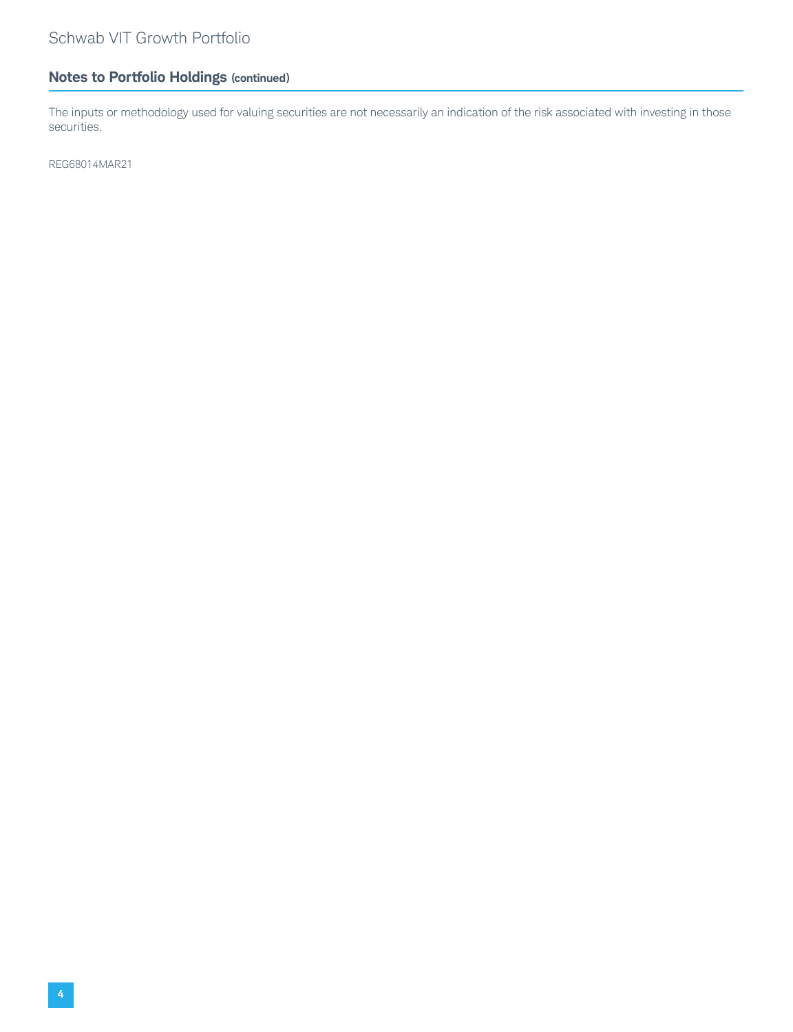## Notes to Portfolio Holdings (continued)

The inputs or methodology used for valuing securities are not necessarily an indication of the risk associated with investing in those securities.

REG68014MAR21